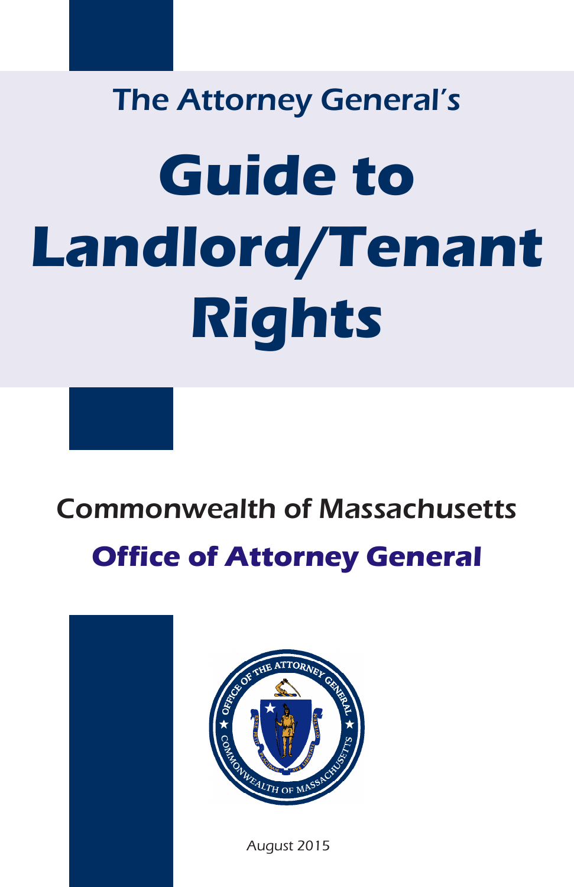The Attorney General's

# Guide to Landlord/Tenant Rights

Commonwealth of Massachusetts

**Office of Attorney General**

August 2015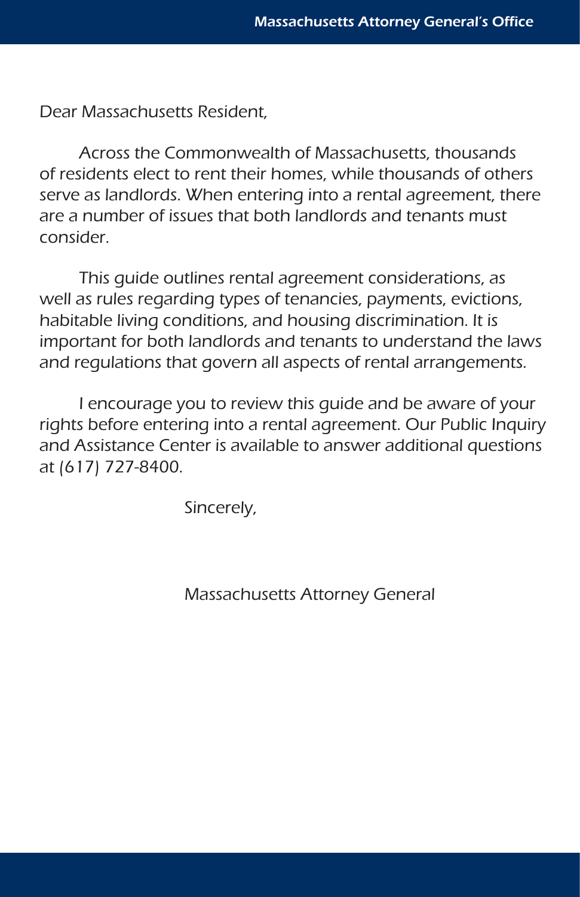Dear Massachusetts Resident,

Across the Commonwealth of Massachusetts, thousands of residents elect to rent their homes, while thousands of others serve as landlords. When entering into a rental agreement, there are a number of issues that both landlords and tenants must consider.

This guide outlines rental agreement considerations, as well as rules regarding types of tenancies, payments, evictions, habitable living conditions, and housing discrimination. It is important for both landlords and tenants to understand the laws and regulations that govern all aspects of rental arrangements.

I encourage you to review this guide and be aware of your rights before entering into a rental agreement. Our Public Inquiry and Assistance Center is available to answer additional questions at (617) 727-8400.

Sincerely,

Massachusetts Attorney General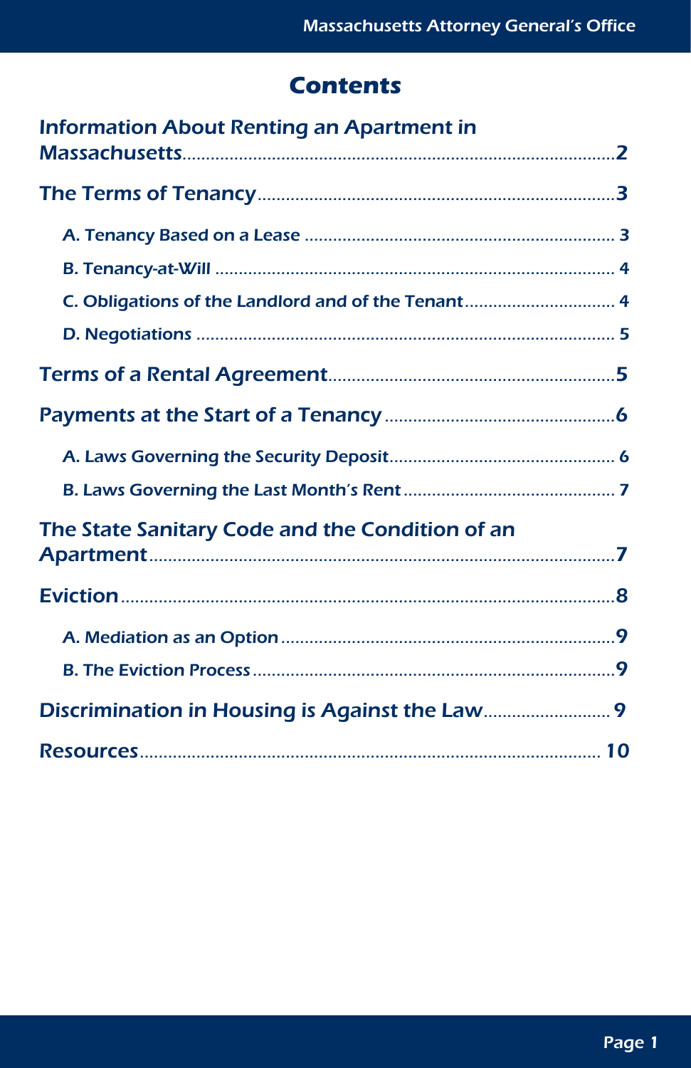# Contents

- Information About Renting an Apartment in Massachusetts ... 2
- The Terms of Tenancy ... 3
  - A. Tenancy Based on a Lease ... 3
  - B. Tenancy-at-Will ... 4
  - C. Obligations of the Landlord and of the Tenant ... 4
  - D. Negotiations ... 5
- Terms of a Rental Agreement ... 5
- Payments at the Start of a Tenancy ... 6
  - A. Laws Governing the Security Deposit ... 6
  - B. Laws Governing the Last Month's Rent ... 7
- The State Sanitary Code and the Condition of an Apartment ... 7
- Eviction ... 8
  - A. Mediation as an Option ... 9
  - B. The Eviction Process ... 9
- Discrimination in Housing is Against the Law ... 9
- Resources ... 10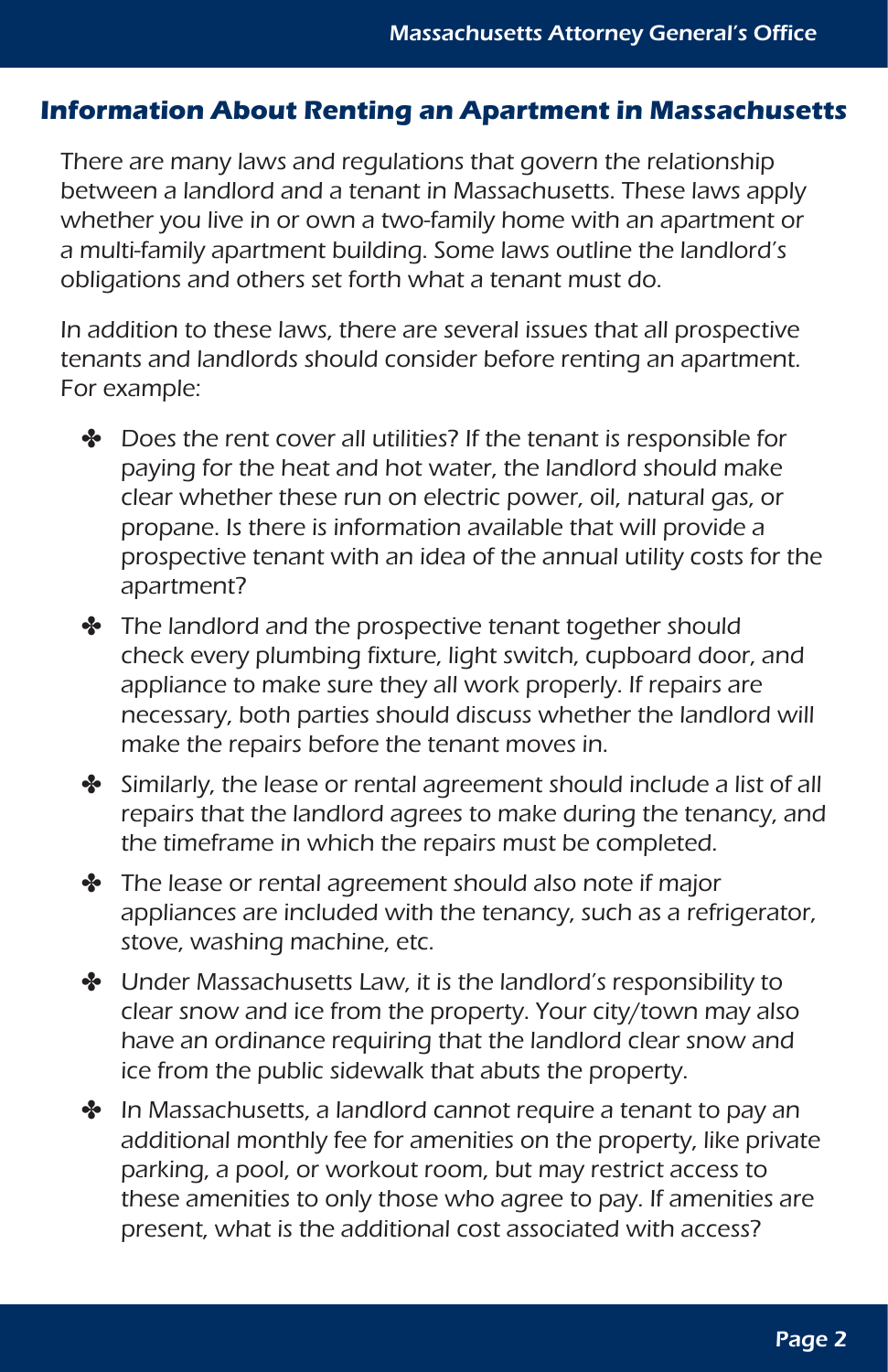## Information About Renting an Apartment in Massachusetts

There are many laws and regulations that govern the relationship between a landlord and a tenant in Massachusetts. These laws apply whether you live in or own a two-family home with an apartment or a multi-family apartment building. Some laws outline the landlord's obligations and others set forth what a tenant must do.

In addition to these laws, there are several issues that all prospective tenants and landlords should consider before renting an apartment. For example:

- Does the rent cover all utilities? If the tenant is responsible for paying for the heat and hot water, the landlord should make clear whether these run on electric power, oil, natural gas, or propane. Is there is information available that will provide a prospective tenant with an idea of the annual utility costs for the apartment?
- The landlord and the prospective tenant together should check every plumbing fixture, light switch, cupboard door, and appliance to make sure they all work properly. If repairs are necessary, both parties should discuss whether the landlord will make the repairs before the tenant moves in.
- Similarly, the lease or rental agreement should include a list of all repairs that the landlord agrees to make during the tenancy, and the timeframe in which the repairs must be completed.
- The lease or rental agreement should also note if major appliances are included with the tenancy, such as a refrigerator, stove, washing machine, etc.
- Under Massachusetts Law, it is the landlord's responsibility to clear snow and ice from the property. Your city/town may also have an ordinance requiring that the landlord clear snow and ice from the public sidewalk that abuts the property.
- In Massachusetts, a landlord cannot require a tenant to pay an additional monthly fee for amenities on the property, like private parking, a pool, or workout room, but may restrict access to these amenities to only those who agree to pay. If amenities are present, what is the additional cost associated with access?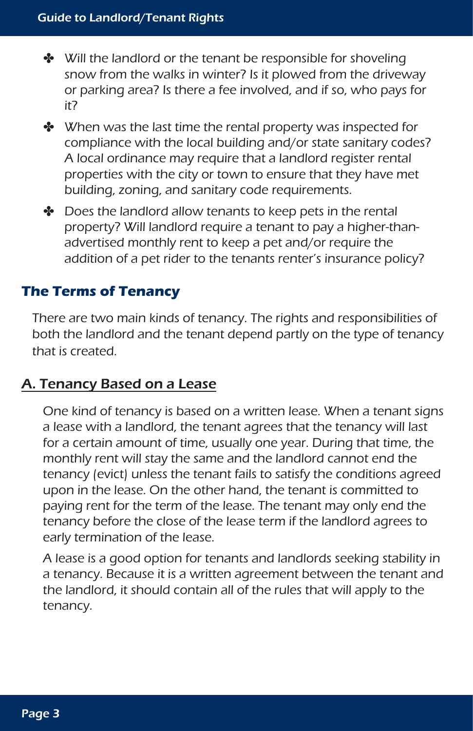- Will the landlord or the tenant be responsible for shoveling snow from the walks in winter? Is it plowed from the driveway or parking area? Is there a fee involved, and if so, who pays for it?
- When was the last time the rental property was inspected for compliance with the local building and/or state sanitary codes? A local ordinance may require that a landlord register rental properties with the city or town to ensure that they have met building, zoning, and sanitary code requirements.
- Does the landlord allow tenants to keep pets in the rental property? Will landlord require a tenant to pay a higher-than-advertised monthly rent to keep a pet and/or require the addition of a pet rider to the tenants renter's insurance policy?

## The Terms of Tenancy

There are two main kinds of tenancy. The rights and responsibilities of both the landlord and the tenant depend partly on the type of tenancy that is created.

### A. Tenancy Based on a Lease

One kind of tenancy is based on a written lease. When a tenant signs a lease with a landlord, the tenant agrees that the tenancy will last for a certain amount of time, usually one year. During that time, the monthly rent will stay the same and the landlord cannot end the tenancy (evict) unless the tenant fails to satisfy the conditions agreed upon in the lease. On the other hand, the tenant is committed to paying rent for the term of the lease. The tenant may only end the tenancy before the close of the lease term if the landlord agrees to early termination of the lease.

A lease is a good option for tenants and landlords seeking stability in a tenancy. Because it is a written agreement between the tenant and the landlord, it should contain all of the rules that will apply to the tenancy.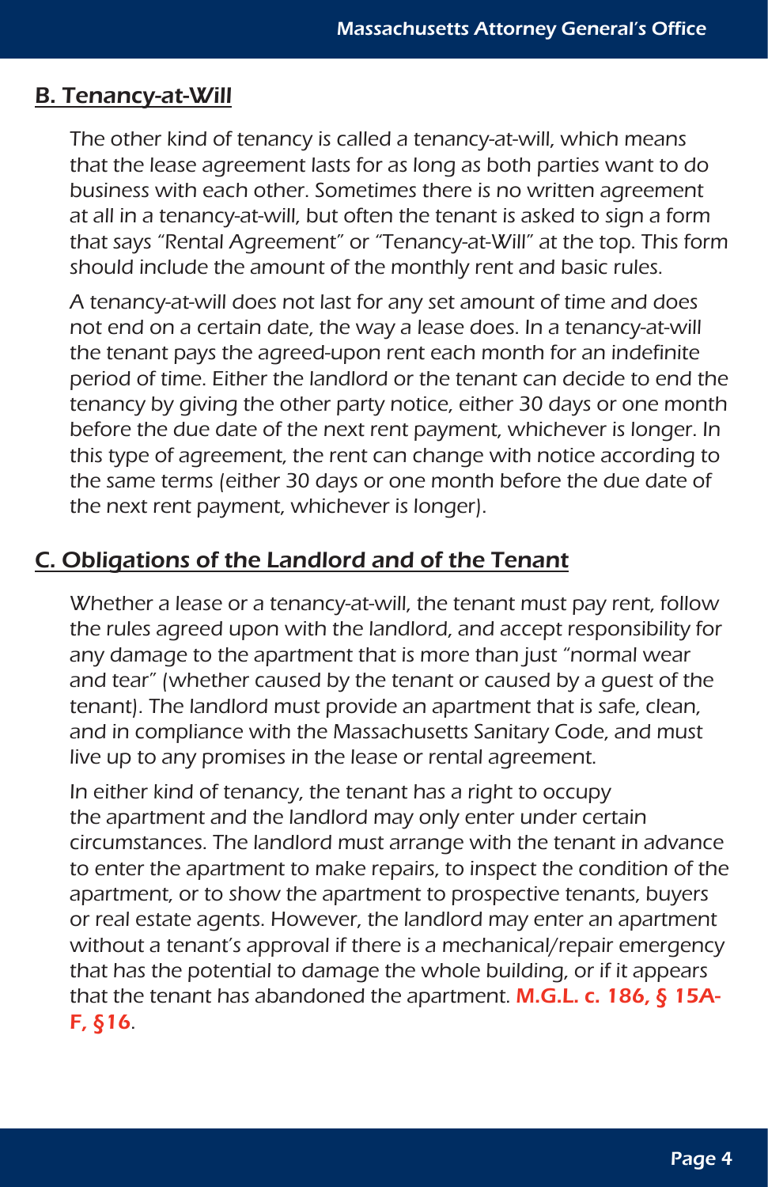## B. Tenancy-at-Will

The other kind of tenancy is called a tenancy-at-will, which means that the lease agreement lasts for as long as both parties want to do business with each other. Sometimes there is no written agreement at all in a tenancy-at-will, but often the tenant is asked to sign a form that says "Rental Agreement" or "Tenancy-at-Will" at the top. This form should include the amount of the monthly rent and basic rules.

A tenancy-at-will does not last for any set amount of time and does not end on a certain date, the way a lease does. In a tenancy-at-will the tenant pays the agreed-upon rent each month for an indefinite period of time. Either the landlord or the tenant can decide to end the tenancy by giving the other party notice, either 30 days or one month before the due date of the next rent payment, whichever is longer. In this type of agreement, the rent can change with notice according to the same terms (either 30 days or one month before the due date of the next rent payment, whichever is longer).

## C. Obligations of the Landlord and of the Tenant

Whether a lease or a tenancy-at-will, the tenant must pay rent, follow the rules agreed upon with the landlord, and accept responsibility for any damage to the apartment that is more than just "normal wear and tear" (whether caused by the tenant or caused by a guest of the tenant). The landlord must provide an apartment that is safe, clean, and in compliance with the Massachusetts Sanitary Code, and must live up to any promises in the lease or rental agreement.

In either kind of tenancy, the tenant has a right to occupy the apartment and the landlord may only enter under certain circumstances. The landlord must arrange with the tenant in advance to enter the apartment to make repairs, to inspect the condition of the apartment, or to show the apartment to prospective tenants, buyers or real estate agents. However, the landlord may enter an apartment without a tenant's approval if there is a mechanical/repair emergency that has the potential to damage the whole building, or if it appears that the tenant has abandoned the apartment. **M.G.L. c. 186, § 15A-F, §16**.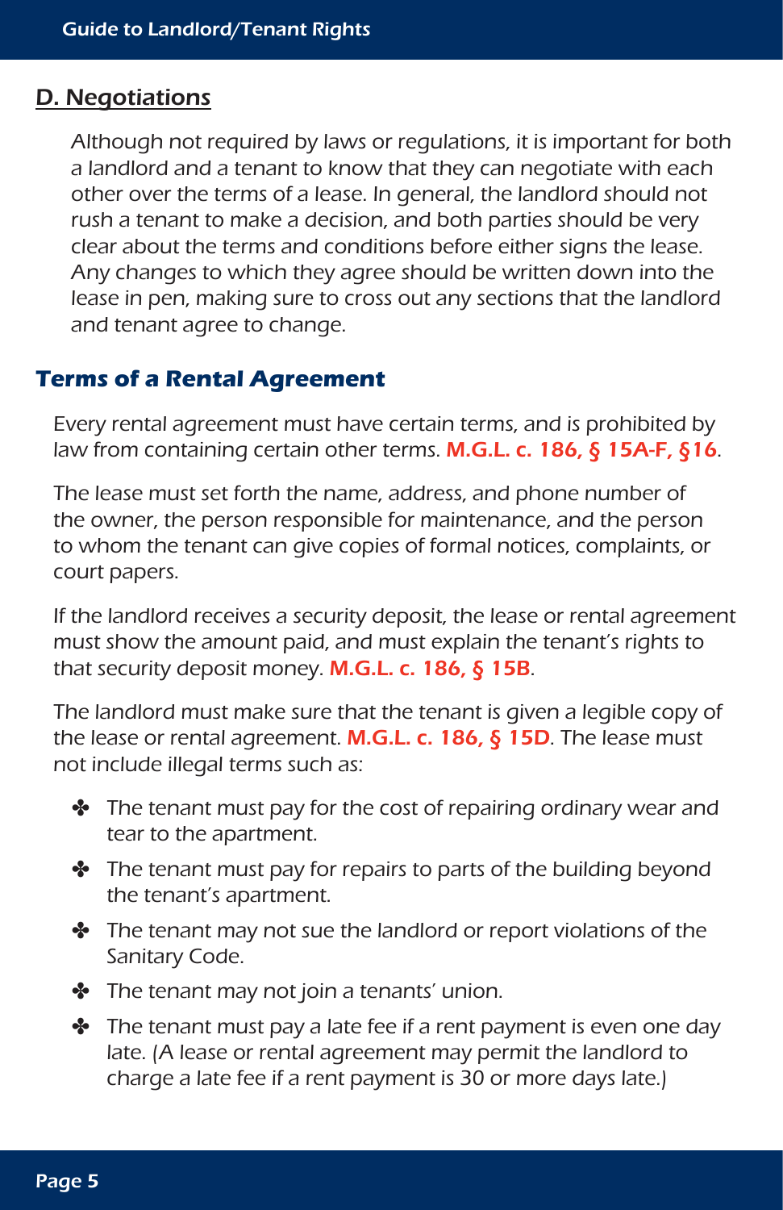## D. Negotiations

*Although not required by laws or regulations, it is important for both a landlord and a tenant to know that they can negotiate with each other over the terms of a lease. In general, the landlord should not rush a tenant to make a decision, and both parties should be very clear about the terms and conditions before either signs the lease. Any changes to which they agree should be written down into the lease in pen, making sure to cross out any sections that the landlord and tenant agree to change.*

### Terms of a Rental Agreement

Every rental agreement must have certain terms, and is prohibited by law from containing certain other terms. **M.G.L. c. 186, § 15A-F, §16**.

The lease must set forth the name, address, and phone number of the owner, the person responsible for maintenance, and the person to whom the tenant can give copies of formal notices, complaints, or court papers.

If the landlord receives a security deposit, the lease or rental agreement must show the amount paid, and must explain the tenant's rights to that security deposit money. **M.G.L. c. 186, § 15B**.

The landlord must make sure that the tenant is given a legible copy of the lease or rental agreement. **M.G.L. c. 186, § 15D**. The lease must not include illegal terms such as:

- The tenant must pay for the cost of repairing ordinary wear and tear to the apartment.
- The tenant must pay for repairs to parts of the building beyond the tenant's apartment.
- The tenant may not sue the landlord or report violations of the Sanitary Code.
- The tenant may not join a tenants' union.
- The tenant must pay a late fee if a rent payment is even one day late. (A lease or rental agreement may permit the landlord to charge a late fee if a rent payment is 30 or more days late.)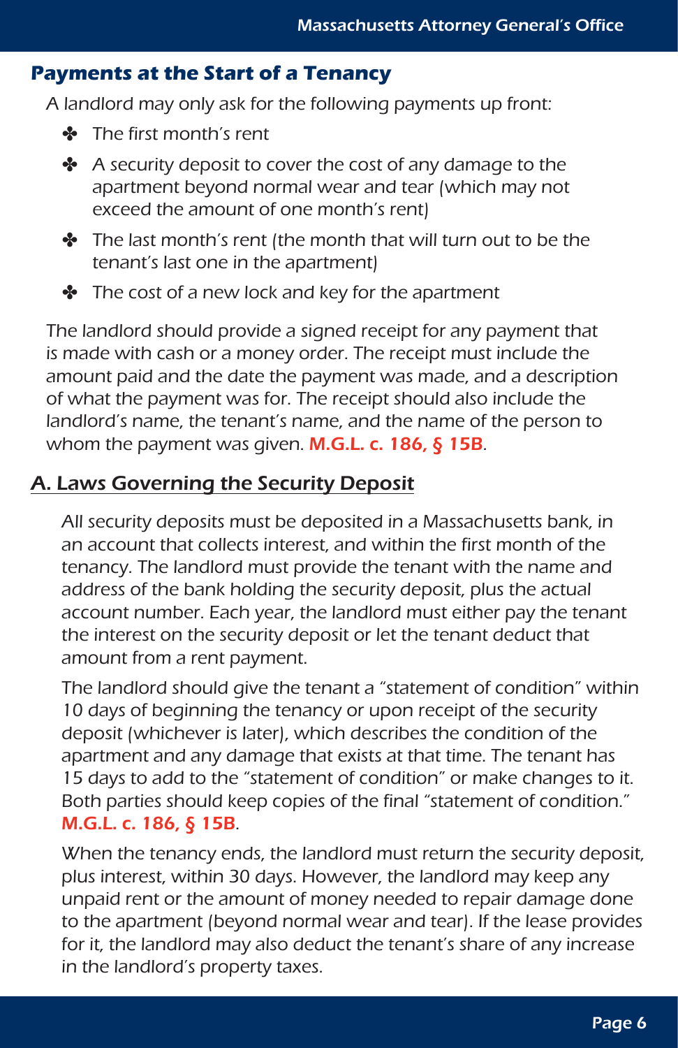## Payments at the Start of a Tenancy

A landlord may only ask for the following payments up front:

- The first month's rent
- A security deposit to cover the cost of any damage to the apartment beyond normal wear and tear (which may not exceed the amount of one month's rent)
- The last month's rent (the month that will turn out to be the tenant's last one in the apartment)
- The cost of a new lock and key for the apartment

The landlord should provide a signed receipt for any payment that is made with cash or a money order. The receipt must include the amount paid and the date the payment was made, and a description of what the payment was for. The receipt should also include the landlord's name, the tenant's name, and the name of the person to whom the payment was given. **M.G.L. c. 186, § 15B**.

### A. Laws Governing the Security Deposit

All security deposits must be deposited in a Massachusetts bank, in an account that collects interest, and within the first month of the tenancy. The landlord must provide the tenant with the name and address of the bank holding the security deposit, plus the actual account number. Each year, the landlord must either pay the tenant the interest on the security deposit or let the tenant deduct that amount from a rent payment.

The landlord should give the tenant a "statement of condition" within 10 days of beginning the tenancy or upon receipt of the security deposit (whichever is later), which describes the condition of the apartment and any damage that exists at that time. The tenant has 15 days to add to the "statement of condition" or make changes to it. Both parties should keep copies of the final "statement of condition." **M.G.L. c. 186, § 15B**.

When the tenancy ends, the landlord must return the security deposit, plus interest, within 30 days. However, the landlord may keep any unpaid rent or the amount of money needed to repair damage done to the apartment (beyond normal wear and tear). If the lease provides for it, the landlord may also deduct the tenant's share of any increase in the landlord's property taxes.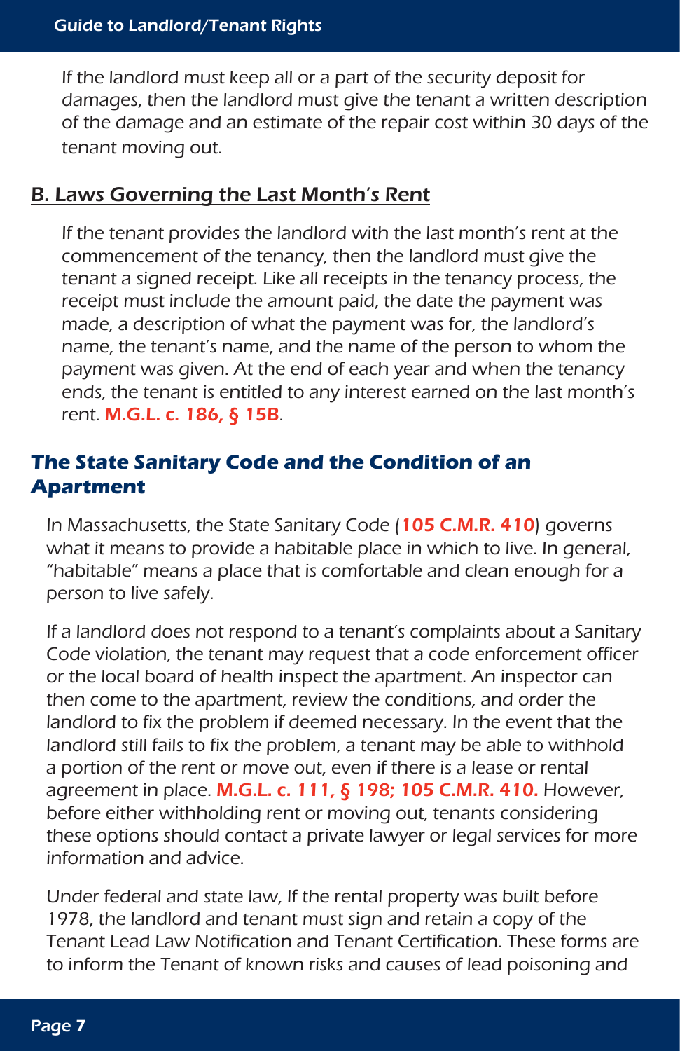If the landlord must keep all or a part of the security deposit for damages, then the landlord must give the tenant a written description of the damage and an estimate of the repair cost within 30 days of the tenant moving out.

## B. Laws Governing the Last Month's Rent

If the tenant provides the landlord with the last month's rent at the commencement of the tenancy, then the landlord must give the tenant a signed receipt. Like all receipts in the tenancy process, the receipt must include the amount paid, the date the payment was made, a description of what the payment was for, the landlord's name, the tenant's name, and the name of the person to whom the payment was given. At the end of each year and when the tenancy ends, the tenant is entitled to any interest earned on the last month's rent. **M.G.L. c. 186, § 15B**.

## The State Sanitary Code and the Condition of an Apartment

In Massachusetts, the State Sanitary Code (**105 C.M.R. 410**) governs what it means to provide a habitable place in which to live. In general, "habitable" means a place that is comfortable and clean enough for a person to live safely.

If a landlord does not respond to a tenant's complaints about a Sanitary Code violation, the tenant may request that a code enforcement officer or the local board of health inspect the apartment. An inspector can then come to the apartment, review the conditions, and order the landlord to fix the problem if deemed necessary. In the event that the landlord still fails to fix the problem, a tenant may be able to withhold a portion of the rent or move out, even if there is a lease or rental agreement in place. **M.G.L. c. 111, § 198; 105 C.M.R. 410.** However, before either withholding rent or moving out, tenants considering these options should contact a private lawyer or legal services for more information and advice.

Under federal and state law, If the rental property was built before 1978, the landlord and tenant must sign and retain a copy of the Tenant Lead Law Notification and Tenant Certification. These forms are to inform the Tenant of known risks and causes of lead poisoning and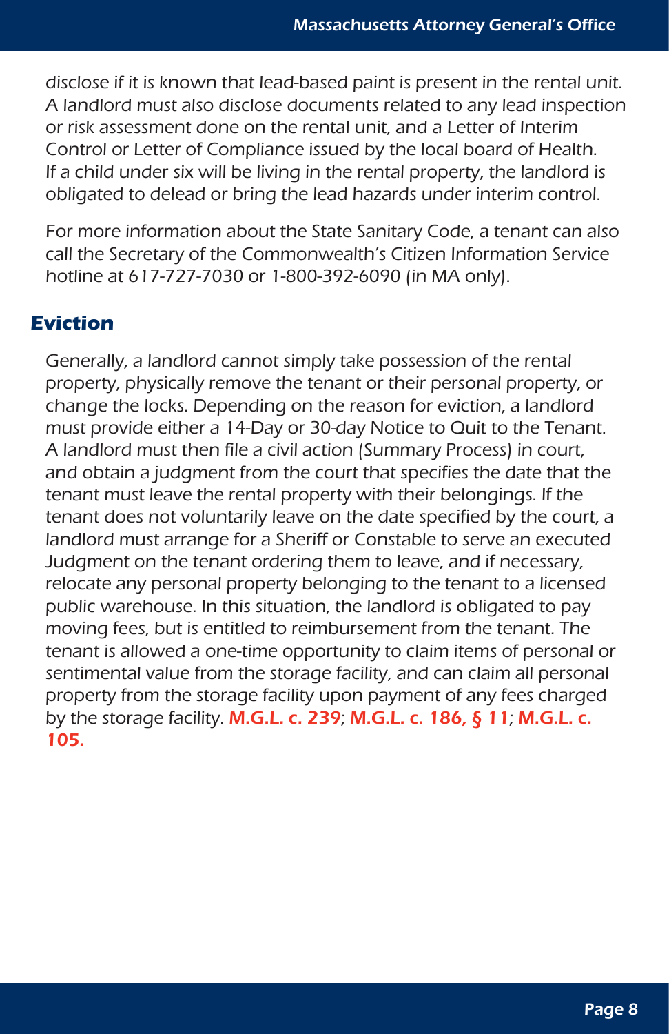disclose if it is known that lead-based paint is present in the rental unit. A landlord must also disclose documents related to any lead inspection or risk assessment done on the rental unit, and a Letter of Interim Control or Letter of Compliance issued by the local board of Health. If a child under six will be living in the rental property, the landlord is obligated to delead or bring the lead hazards under interim control.

For more information about the State Sanitary Code, a tenant can also call the Secretary of the Commonwealth's Citizen Information Service hotline at 617-727-7030 or 1-800-392-6090 (in MA only).

## Eviction

Generally, a landlord cannot simply take possession of the rental property, physically remove the tenant or their personal property, or change the locks. Depending on the reason for eviction, a landlord must provide either a 14-Day or 30-day Notice to Quit to the Tenant. A landlord must then file a civil action (Summary Process) in court, and obtain a judgment from the court that specifies the date that the tenant must leave the rental property with their belongings. If the tenant does not voluntarily leave on the date specified by the court, a landlord must arrange for a Sheriff or Constable to serve an executed Judgment on the tenant ordering them to leave, and if necessary, relocate any personal property belonging to the tenant to a licensed public warehouse. In this situation, the landlord is obligated to pay moving fees, but is entitled to reimbursement from the tenant. The tenant is allowed a one-time opportunity to claim items of personal or sentimental value from the storage facility, and can claim all personal property from the storage facility upon payment of any fees charged by the storage facility. **M.G.L. c. 239**; **M.G.L. c. 186, § 11**; **M.G.L. c. 105.**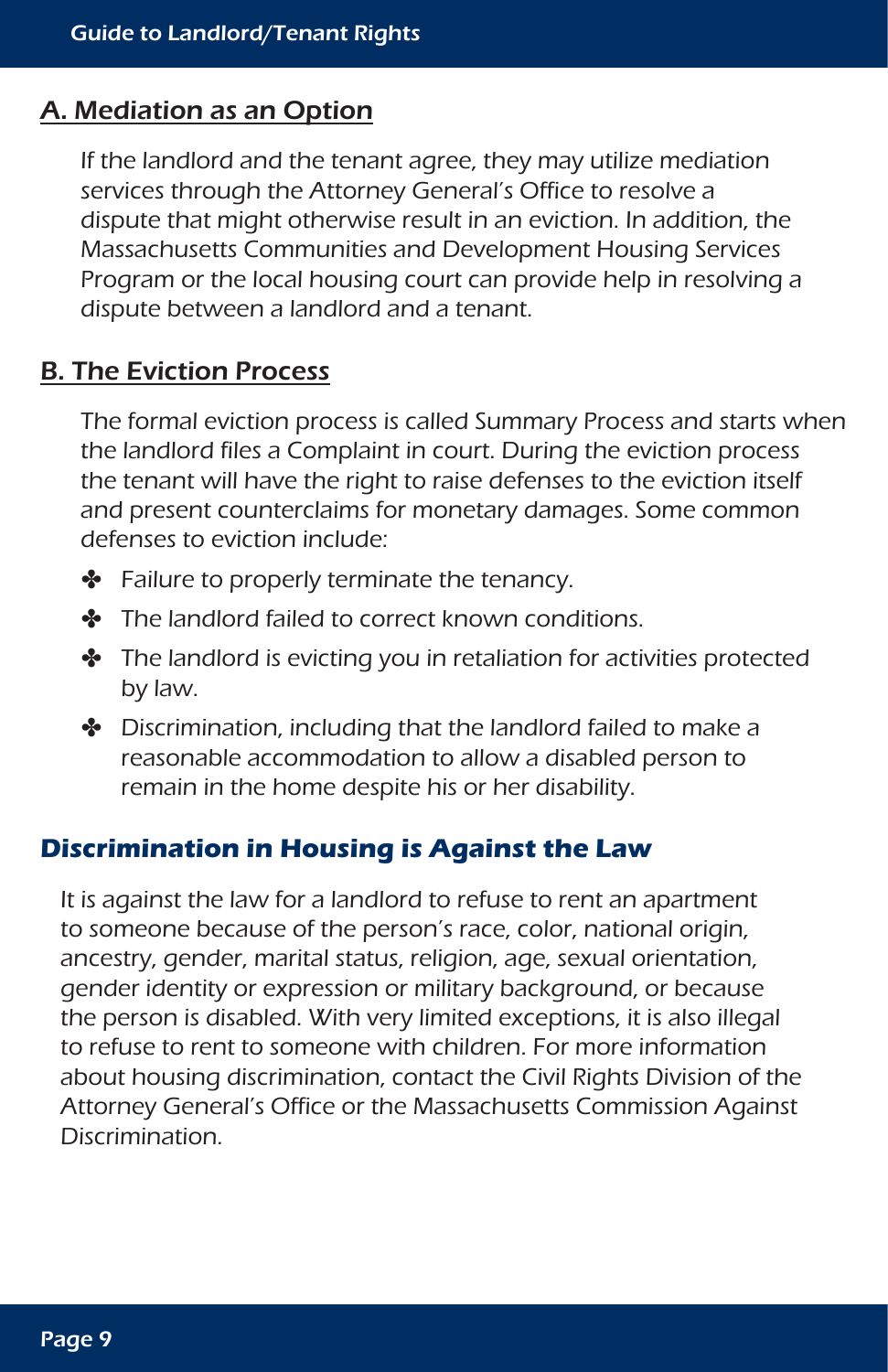## A. Mediation as an Option

If the landlord and the tenant agree, they may utilize mediation services through the Attorney General's Office to resolve a dispute that might otherwise result in an eviction. In addition, the Massachusetts Communities and Development Housing Services Program or the local housing court can provide help in resolving a dispute between a landlord and a tenant.

## B. The Eviction Process

The formal eviction process is called Summary Process and starts when the landlord files a Complaint in court. During the eviction process the tenant will have the right to raise defenses to the eviction itself and present counterclaims for monetary damages. Some common defenses to eviction include:

- Failure to properly terminate the tenancy.
- The landlord failed to correct known conditions.
- The landlord is evicting you in retaliation for activities protected by law.
- Discrimination, including that the landlord failed to make a reasonable accommodation to allow a disabled person to remain in the home despite his or her disability.

## Discrimination in Housing is Against the Law

It is against the law for a landlord to refuse to rent an apartment to someone because of the person's race, color, national origin, ancestry, gender, marital status, religion, age, sexual orientation, gender identity or expression or military background, or because the person is disabled. With very limited exceptions, it is also illegal to refuse to rent to someone with children. For more information about housing discrimination, contact the Civil Rights Division of the Attorney General's Office or the Massachusetts Commission Against Discrimination.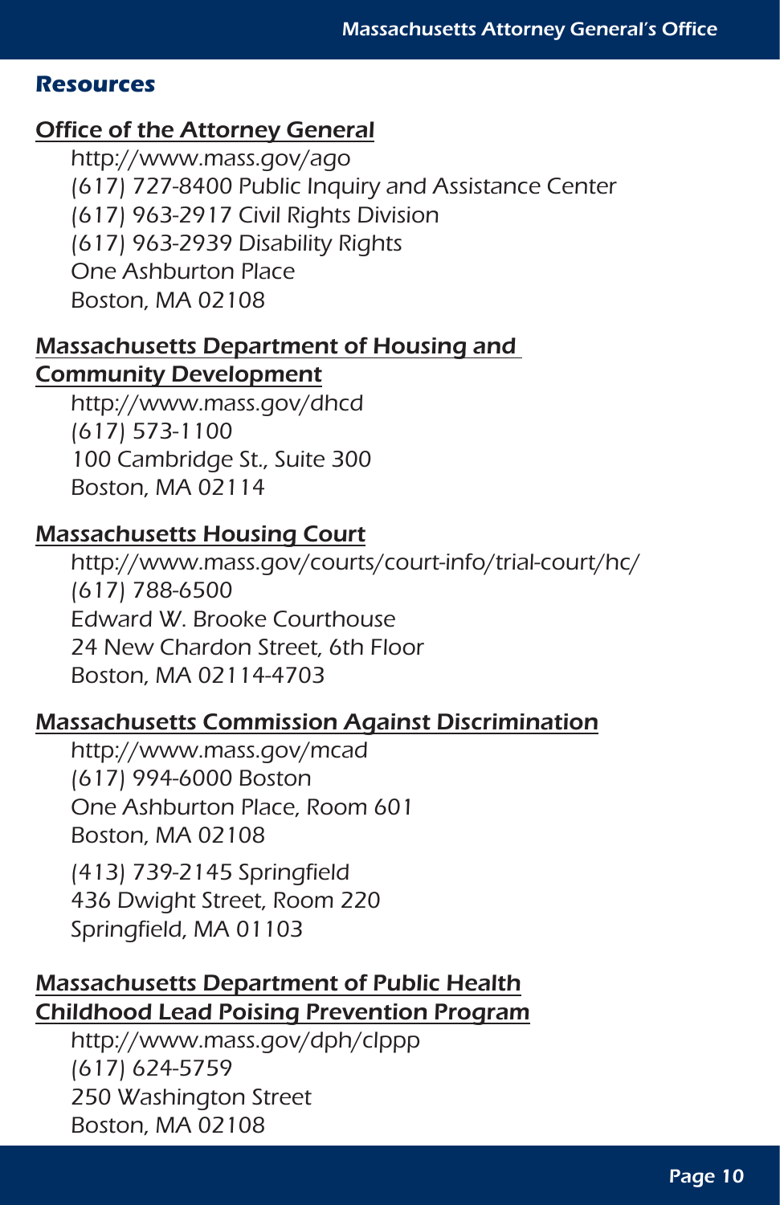## Resources

### Office of the Attorney General

http://www.mass.gov/ago
(617) 727-8400 Public Inquiry and Assistance Center
(617) 963-2917 Civil Rights Division
(617) 963-2939 Disability Rights
One Ashburton Place
Boston, MA 02108

### Massachusetts Department of Housing and Community Development

http://www.mass.gov/dhcd
(617) 573-1100
100 Cambridge St., Suite 300
Boston, MA 02114

### Massachusetts Housing Court

http://www.mass.gov/courts/court-info/trial-court/hc/
(617) 788-6500
Edward W. Brooke Courthouse
24 New Chardon Street, 6th Floor
Boston, MA 02114-4703

### Massachusetts Commission Against Discrimination

http://www.mass.gov/mcad
(617) 994-6000 Boston
One Ashburton Place, Room 601
Boston, MA 02108

(413) 739-2145 Springfield
436 Dwight Street, Room 220
Springfield, MA 01103

### Massachusetts Department of Public Health Childhood Lead Poising Prevention Program

http://www.mass.gov/dph/clppp
(617) 624-5759
250 Washington Street
Boston, MA 02108